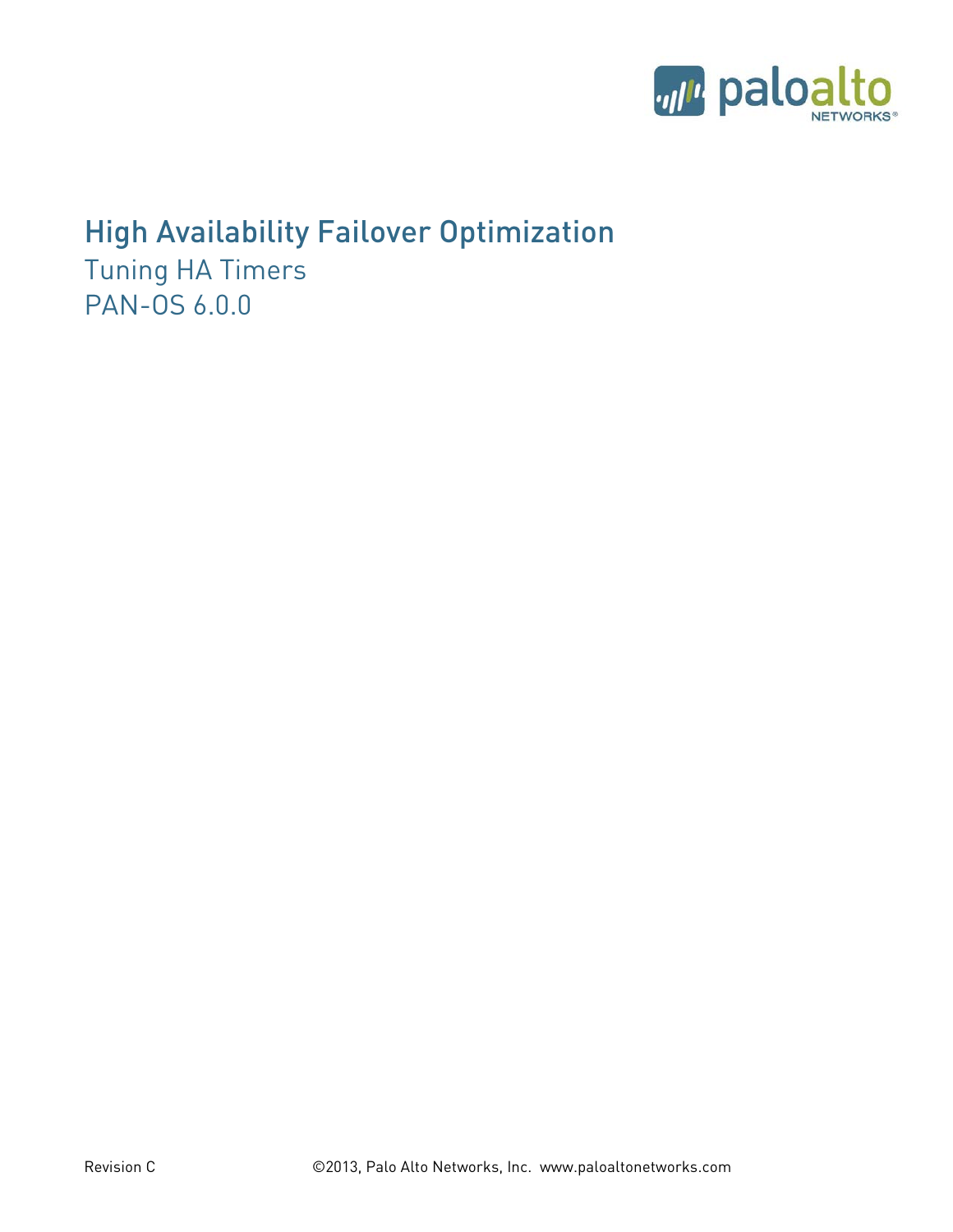# High Availability Failover Optimization

## Tuning HA Timers

## PAN-OS 6.0.0

Revision C ©2013, Palo Alto Networks, Inc. www.paloaltonetworks.com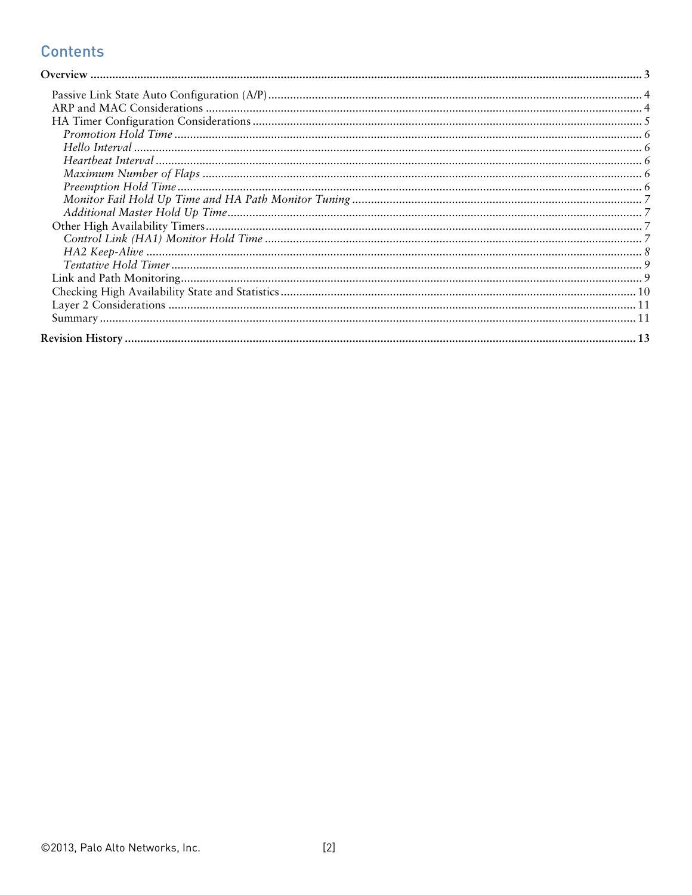## Contents

**Overview** ..... 3

- Passive Link State Auto Configuration (A/P) ..... 4
- ARP and MAC Considerations ..... 4
- HA Timer Configuration Considerations ..... 5
  - *Promotion Hold Time* ..... 6
  - *Hello Interval* ..... 6
  - *Heartbeat Interval* ..... 6
  - *Maximum Number of Flaps* ..... 6
  - *Preemption Hold Time* ..... 6
  - *Monitor Fail Hold Up Time and HA Path Monitor Tuning* ..... 7
  - *Additional Master Hold Up Time* ..... 7
- Other High Availability Timers ..... 7
  - *Control Link (HA1) Monitor Hold Time* ..... 7
  - *HA2 Keep-Alive* ..... 8
  - *Tentative Hold Timer* ..... 9
- Link and Path Monitoring ..... 9
- Checking High Availability State and Statistics ..... 10
- Layer 2 Considerations ..... 11
- Summary ..... 11

**Revision History** ..... 13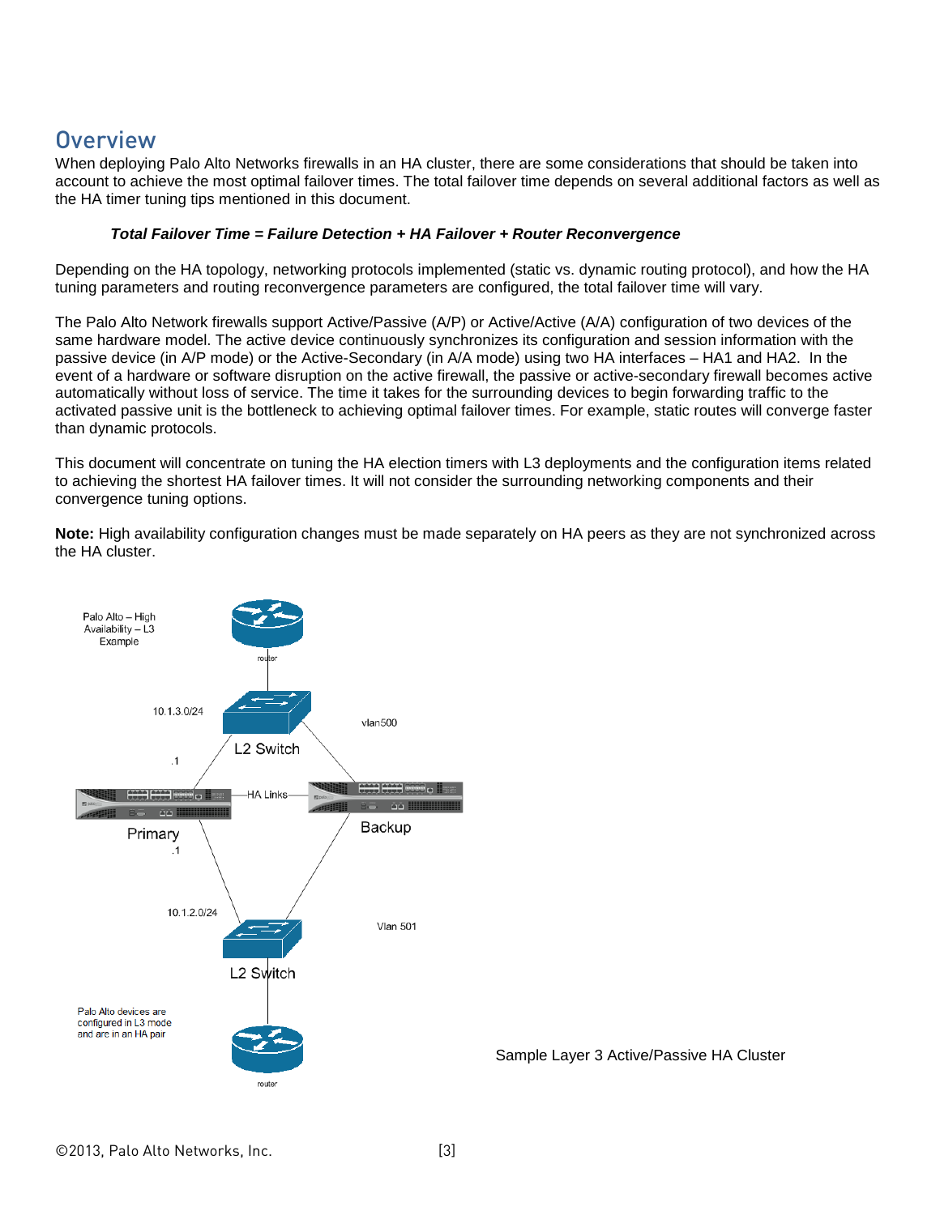## Overview

When deploying Palo Alto Networks firewalls in an HA cluster, there are some considerations that should be taken into account to achieve the most optimal failover times. The total failover time depends on several additional factors as well as the HA timer tuning tips mentioned in this document.

***Total Failover Time = Failure Detection + HA Failover + Router Reconvergence***

Depending on the HA topology, networking protocols implemented (static vs. dynamic routing protocol), and how the HA tuning parameters and routing reconvergence parameters are configured, the total failover time will vary.

The Palo Alto Network firewalls support Active/Passive (A/P) or Active/Active (A/A) configuration of two devices of the same hardware model. The active device continuously synchronizes its configuration and session information with the passive device (in A/P mode) or the Active-Secondary (in A/A mode) using two HA interfaces – HA1 and HA2. In the event of a hardware or software disruption on the active firewall, the passive or active-secondary firewall becomes active automatically without loss of service. The time it takes for the surrounding devices to begin forwarding traffic to the activated passive unit is the bottleneck to achieving optimal failover times. For example, static routes will converge faster than dynamic protocols.

This document will concentrate on tuning the HA election timers with L3 deployments and the configuration items related to achieving the shortest HA failover times. It will not consider the surrounding networking components and their convergence tuning options.

**Note:** High availability configuration changes must be made separately on HA peers as they are not synchronized across the HA cluster.

Palo Alto – High Availability – L3 Example

router

10.1.3.0/24

vlan500

L2 Switch

.1

HA Links

Primary

Backup

.1

10.1.2.0/24

Vlan 501

L2 Switch

Palo Alto devices are configured in L3 mode and are in an HA pair

router

Sample Layer 3 Active/Passive HA Cluster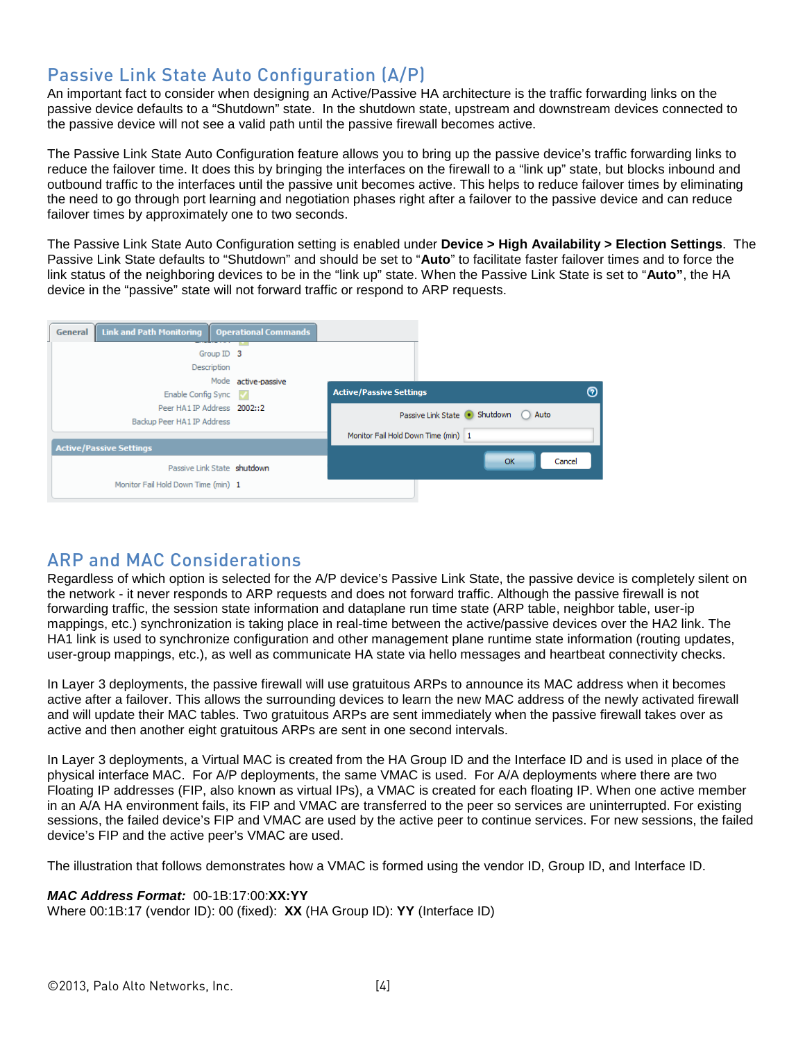## Passive Link State Auto Configuration (A/P)

An important fact to consider when designing an Active/Passive HA architecture is the traffic forwarding links on the passive device defaults to a “Shutdown” state. In the shutdown state, upstream and downstream devices connected to the passive device will not see a valid path until the passive firewall becomes active.

The Passive Link State Auto Configuration feature allows you to bring up the passive device’s traffic forwarding links to reduce the failover time. It does this by bringing the interfaces on the firewall to a “link up” state, but blocks inbound and outbound traffic to the interfaces until the passive unit becomes active. This helps to reduce failover times by eliminating the need to go through port learning and negotiation phases right after a failover to the passive device and can reduce failover times by approximately one to two seconds.

The Passive Link State Auto Configuration setting is enabled under **Device > High Availability > Election Settings**. The Passive Link State defaults to “Shutdown” and should be set to “**Auto**” to facilitate faster failover times and to force the link status of the neighboring devices to be in the “link up” state. When the Passive Link State is set to “**Auto”**, the HA device in the “passive” state will not forward traffic or respond to ARP requests.

## ARP and MAC Considerations

Regardless of which option is selected for the A/P device’s Passive Link State, the passive device is completely silent on the network - it never responds to ARP requests and does not forward traffic. Although the passive firewall is not forwarding traffic, the session state information and dataplane run time state (ARP table, neighbor table, user-ip mappings, etc.) synchronization is taking place in real-time between the active/passive devices over the HA2 link. The HA1 link is used to synchronize configuration and other management plane runtime state information (routing updates, user-group mappings, etc.), as well as communicate HA state via hello messages and heartbeat connectivity checks.

In Layer 3 deployments, the passive firewall will use gratuitous ARPs to announce its MAC address when it becomes active after a failover. This allows the surrounding devices to learn the new MAC address of the newly activated firewall and will update their MAC tables. Two gratuitous ARPs are sent immediately when the passive firewall takes over as active and then another eight gratuitous ARPs are sent in one second intervals.

In Layer 3 deployments, a Virtual MAC is created from the HA Group ID and the Interface ID and is used in place of the physical interface MAC. For A/P deployments, the same VMAC is used. For A/A deployments where there are two Floating IP addresses (FIP, also known as virtual IPs), a VMAC is created for each floating IP. When one active member in an A/A HA environment fails, its FIP and VMAC are transferred to the peer so services are uninterrupted. For existing sessions, the failed device’s FIP and VMAC are used by the active peer to continue services. For new sessions, the failed device’s FIP and the active peer’s VMAC are used.

The illustration that follows demonstrates how a VMAC is formed using the vendor ID, Group ID, and Interface ID.

***MAC Address Format:*** 00-1B:17:00:**XX:YY**
Where 00:1B:17 (vendor ID): 00 (fixed): **XX** (HA Group ID): **YY** (Interface ID)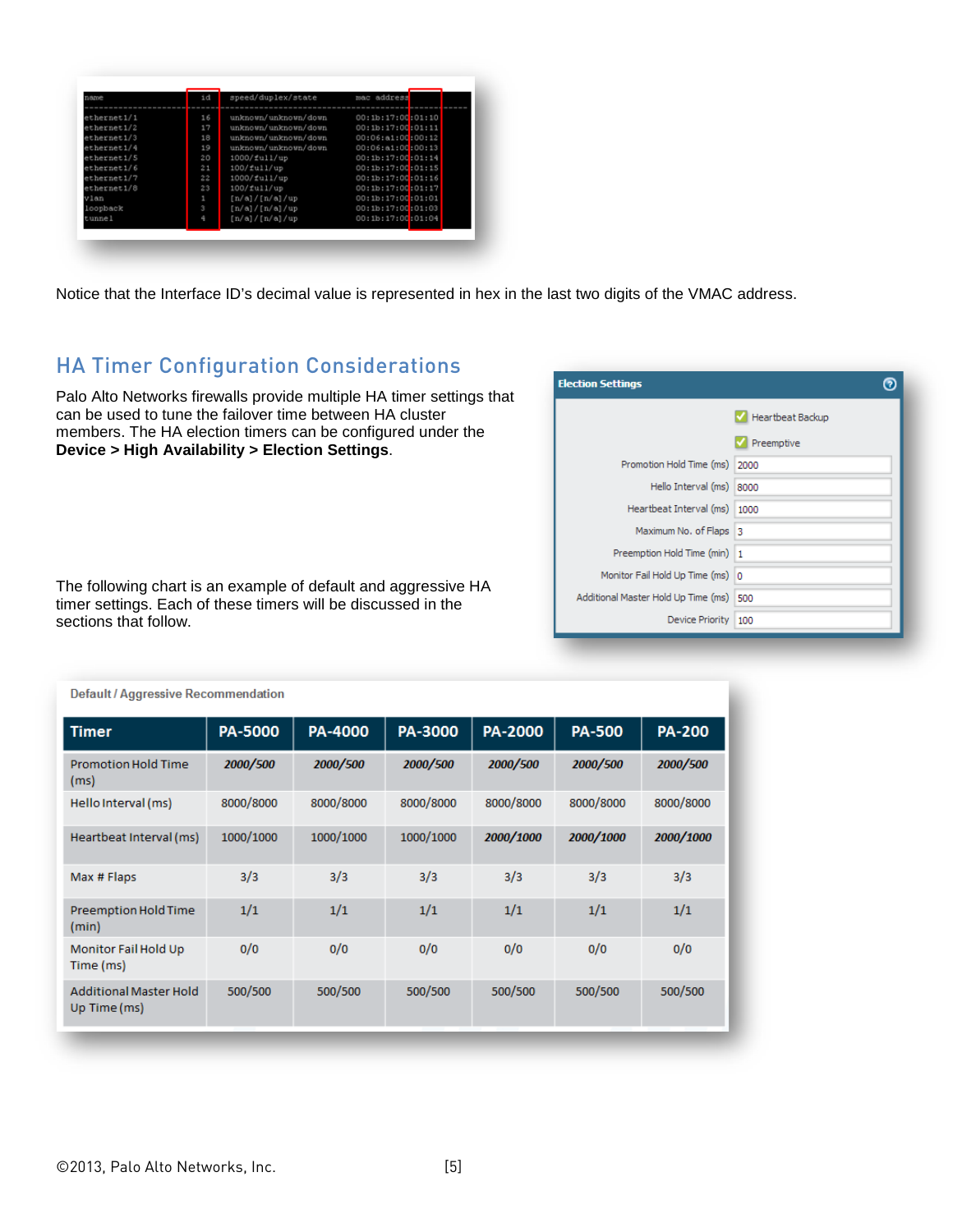```
name           id    speed/duplex/state          mac address
--------------------------------------------------------------------
ethernet1/1    16    unknown/unknown/down        00:1b:17:00:01:10
ethernet1/2    17    unknown/unknown/down        00:1b:17:00:01:11
ethernet1/3    18    unknown/unknown/down        00:06:a1:00:00:12
ethernet1/4    19    unknown/unknown/down        00:06:a1:00:00:13
ethernet1/5    20    1000/full/up                00:1b:17:00:01:14
ethernet1/6    21    100/full/up                 00:1b:17:00:01:15
ethernet1/7    22    1000/full/up                00:1b:17:00:01:16
ethernet1/8    23    100/full/up                 00:1b:17:00:01:17
vlan           1     [n/a]/[n/a]/up              00:1b:17:00:01:01
loopback       3     [n/a]/[n/a]/up              00:1b:17:00:01:03
tunnel         4     [n/a]/[n/a]/up              00:1b:17:00:01:04
```

Notice that the Interface ID's decimal value is represented in hex in the last two digits of the VMAC address.

## HA Timer Configuration Considerations

Palo Alto Networks firewalls provide multiple HA timer settings that can be used to tune the failover time between HA cluster members. The HA election timers can be configured under the **Device > High Availability > Election Settings**.

**Election Settings**

- [x] Heartbeat Backup
- [x] Preemptive

| Setting | Value |
| --- | --- |
| Promotion Hold Time (ms) | 2000 |
| Hello Interval (ms) | 8000 |
| Heartbeat Interval (ms) | 1000 |
| Maximum No. of Flaps | 3 |
| Preemption Hold Time (min) | 1 |
| Monitor Fail Hold Up Time (ms) | 0 |
| Additional Master Hold Up Time (ms) | 500 |
| Device Priority | 100 |

The following chart is an example of default and aggressive HA timer settings. Each of these timers will be discussed in the sections that follow.

**Default / Aggressive Recommendation**

| Timer | PA-5000 | PA-4000 | PA-3000 | PA-2000 | PA-500 | PA-200 |
| --- | --- | --- | --- | --- | --- | --- |
| Promotion Hold Time (ms) | ***2000/500*** | ***2000/500*** | ***2000/500*** | ***2000/500*** | ***2000/500*** | ***2000/500*** |
| Hello Interval (ms) | 8000/8000 | 8000/8000 | 8000/8000 | 8000/8000 | 8000/8000 | 8000/8000 |
| Heartbeat Interval (ms) | 1000/1000 | 1000/1000 | 1000/1000 | ***2000/1000*** | ***2000/1000*** | ***2000/1000*** |
| Max # Flaps | 3/3 | 3/3 | 3/3 | 3/3 | 3/3 | 3/3 |
| Preemption Hold Time (min) | 1/1 | 1/1 | 1/1 | 1/1 | 1/1 | 1/1 |
| Monitor Fail Hold Up Time (ms) | 0/0 | 0/0 | 0/0 | 0/0 | 0/0 | 0/0 |
| Additional Master Hold Up Time (ms) | 500/500 | 500/500 | 500/500 | 500/500 | 500/500 | 500/500 |

©2013, Palo Alto Networks, Inc.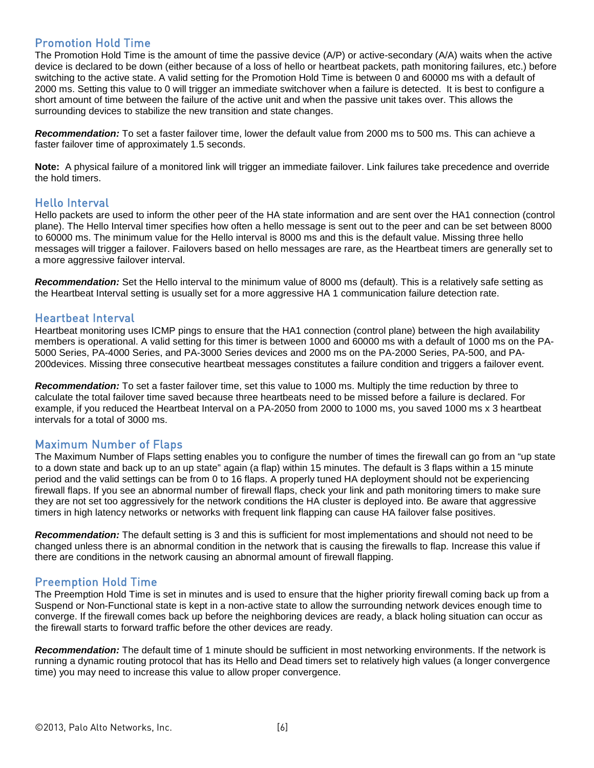## Promotion Hold Time

The Promotion Hold Time is the amount of time the passive device (A/P) or active-secondary (A/A) waits when the active device is declared to be down (either because of a loss of hello or heartbeat packets, path monitoring failures, etc.) before switching to the active state. A valid setting for the Promotion Hold Time is between 0 and 60000 ms with a default of 2000 ms. Setting this value to 0 will trigger an immediate switchover when a failure is detected. It is best to configure a short amount of time between the failure of the active unit and when the passive unit takes over. This allows the surrounding devices to stabilize the new transition and state changes.

***Recommendation:*** To set a faster failover time, lower the default value from 2000 ms to 500 ms. This can achieve a faster failover time of approximately 1.5 seconds.

**Note:** A physical failure of a monitored link will trigger an immediate failover. Link failures take precedence and override the hold timers.

## Hello Interval

Hello packets are used to inform the other peer of the HA state information and are sent over the HA1 connection (control plane). The Hello Interval timer specifies how often a hello message is sent out to the peer and can be set between 8000 to 60000 ms. The minimum value for the Hello interval is 8000 ms and this is the default value. Missing three hello messages will trigger a failover. Failovers based on hello messages are rare, as the Heartbeat timers are generally set to a more aggressive failover interval.

***Recommendation:*** Set the Hello interval to the minimum value of 8000 ms (default). This is a relatively safe setting as the Heartbeat Interval setting is usually set for a more aggressive HA 1 communication failure detection rate.

## Heartbeat Interval

Heartbeat monitoring uses ICMP pings to ensure that the HA1 connection (control plane) between the high availability members is operational. A valid setting for this timer is between 1000 and 60000 ms with a default of 1000 ms on the PA-5000 Series, PA-4000 Series, and PA-3000 Series devices and 2000 ms on the PA-2000 Series, PA-500, and PA-200devices. Missing three consecutive heartbeat messages constitutes a failure condition and triggers a failover event.

***Recommendation:*** To set a faster failover time, set this value to 1000 ms. Multiply the time reduction by three to calculate the total failover time saved because three heartbeats need to be missed before a failure is declared. For example, if you reduced the Heartbeat Interval on a PA-2050 from 2000 to 1000 ms, you saved 1000 ms x 3 heartbeat intervals for a total of 3000 ms.

## Maximum Number of Flaps

The Maximum Number of Flaps setting enables you to configure the number of times the firewall can go from an "up state to a down state and back up to an up state" again (a flap) within 15 minutes. The default is 3 flaps within a 15 minute period and the valid settings can be from 0 to 16 flaps. A properly tuned HA deployment should not be experiencing firewall flaps. If you see an abnormal number of firewall flaps, check your link and path monitoring timers to make sure they are not set too aggressively for the network conditions the HA cluster is deployed into. Be aware that aggressive timers in high latency networks or networks with frequent link flapping can cause HA failover false positives.

***Recommendation:*** The default setting is 3 and this is sufficient for most implementations and should not need to be changed unless there is an abnormal condition in the network that is causing the firewalls to flap. Increase this value if there are conditions in the network causing an abnormal amount of firewall flapping.

## Preemption Hold Time

The Preemption Hold Time is set in minutes and is used to ensure that the higher priority firewall coming back up from a Suspend or Non-Functional state is kept in a non-active state to allow the surrounding network devices enough time to converge. If the firewall comes back up before the neighboring devices are ready, a black holing situation can occur as the firewall starts to forward traffic before the other devices are ready.

***Recommendation:*** The default time of 1 minute should be sufficient in most networking environments. If the network is running a dynamic routing protocol that has its Hello and Dead timers set to relatively high values (a longer convergence time) you may need to increase this value to allow proper convergence.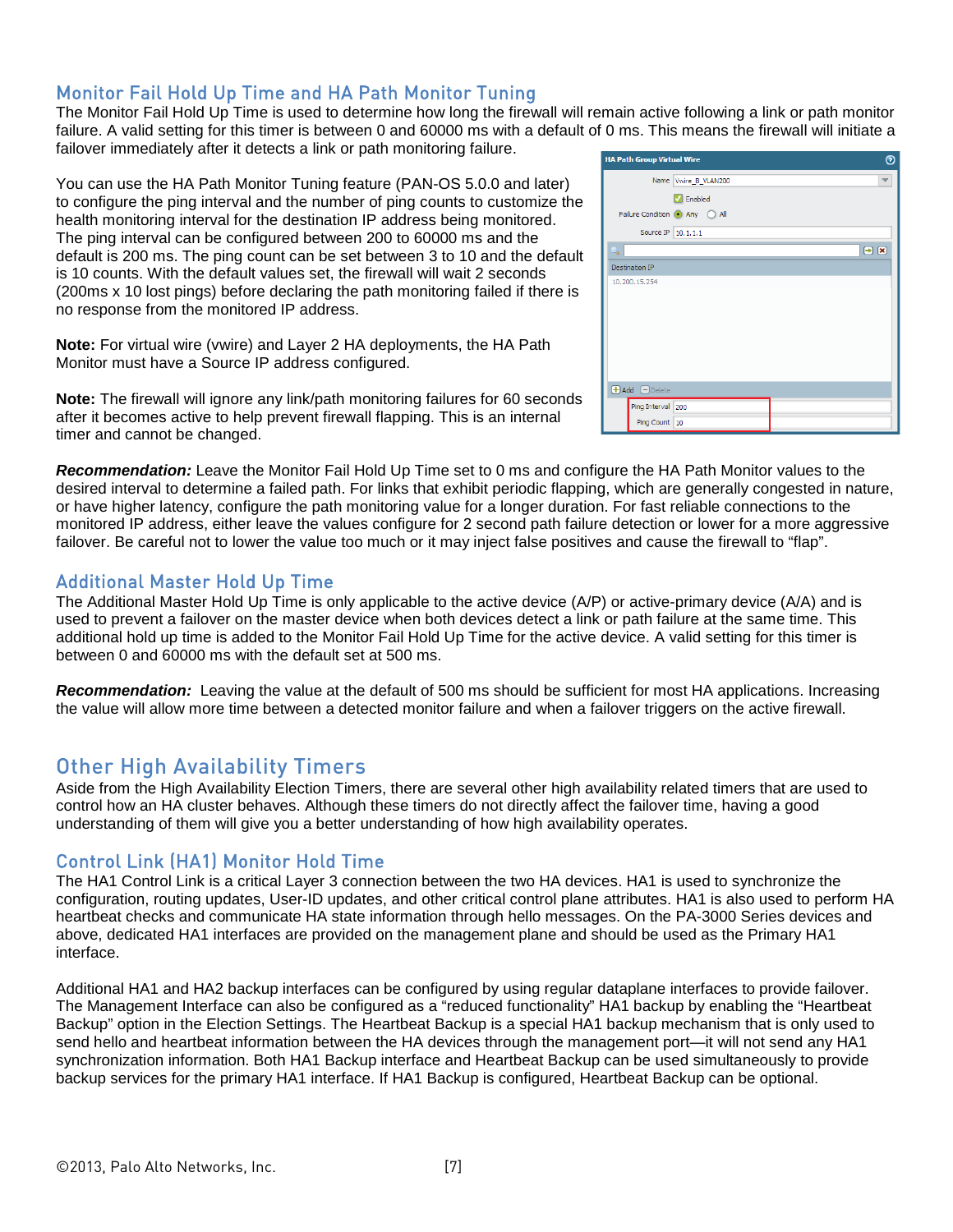## Monitor Fail Hold Up Time and HA Path Monitor Tuning

The Monitor Fail Hold Up Time is used to determine how long the firewall will remain active following a link or path monitor failure. A valid setting for this timer is between 0 and 60000 ms with a default of 0 ms. This means the firewall will initiate a failover immediately after it detects a link or path monitoring failure.

You can use the HA Path Monitor Tuning feature (PAN-OS 5.0.0 and later) to configure the ping interval and the number of ping counts to customize the health monitoring interval for the destination IP address being monitored. The ping interval can be configured between 200 to 60000 ms and the default is 200 ms. The ping count can be set between 3 to 10 and the default is 10 counts. With the default values set, the firewall will wait 2 seconds (200ms x 10 lost pings) before declaring the path monitoring failed if there is no response from the monitored IP address.

**Note:** For virtual wire (vwire) and Layer 2 HA deployments, the HA Path Monitor must have a Source IP address configured.

**Note:** The firewall will ignore any link/path monitoring failures for 60 seconds after it becomes active to help prevent firewall flapping. This is an internal timer and cannot be changed.

***Recommendation:*** Leave the Monitor Fail Hold Up Time set to 0 ms and configure the HA Path Monitor values to the desired interval to determine a failed path. For links that exhibit periodic flapping, which are generally congested in nature, or have higher latency, configure the path monitoring value for a longer duration. For fast reliable connections to the monitored IP address, either leave the values configure for 2 second path failure detection or lower for a more aggressive failover. Be careful not to lower the value too much or it may inject false positives and cause the firewall to “flap”.

## Additional Master Hold Up Time

The Additional Master Hold Up Time is only applicable to the active device (A/P) or active-primary device (A/A) and is used to prevent a failover on the master device when both devices detect a link or path failure at the same time. This additional hold up time is added to the Monitor Fail Hold Up Time for the active device. A valid setting for this timer is between 0 and 60000 ms with the default set at 500 ms.

***Recommendation:*** Leaving the value at the default of 500 ms should be sufficient for most HA applications. Increasing the value will allow more time between a detected monitor failure and when a failover triggers on the active firewall.

# Other High Availability Timers

Aside from the High Availability Election Timers, there are several other high availability related timers that are used to control how an HA cluster behaves. Although these timers do not directly affect the failover time, having a good understanding of them will give you a better understanding of how high availability operates.

## Control Link (HA1) Monitor Hold Time

The HA1 Control Link is a critical Layer 3 connection between the two HA devices. HA1 is used to synchronize the configuration, routing updates, User-ID updates, and other critical control plane attributes. HA1 is also used to perform HA heartbeat checks and communicate HA state information through hello messages. On the PA-3000 Series devices and above, dedicated HA1 interfaces are provided on the management plane and should be used as the Primary HA1 interface.

Additional HA1 and HA2 backup interfaces can be configured by using regular dataplane interfaces to provide failover. The Management Interface can also be configured as a “reduced functionality” HA1 backup by enabling the “Heartbeat Backup” option in the Election Settings. The Heartbeat Backup is a special HA1 backup mechanism that is only used to send hello and heartbeat information between the HA devices through the management port—it will not send any HA1 synchronization information. Both HA1 Backup interface and Heartbeat Backup can be used simultaneously to provide backup services for the primary HA1 interface. If HA1 Backup is configured, Heartbeat Backup can be optional.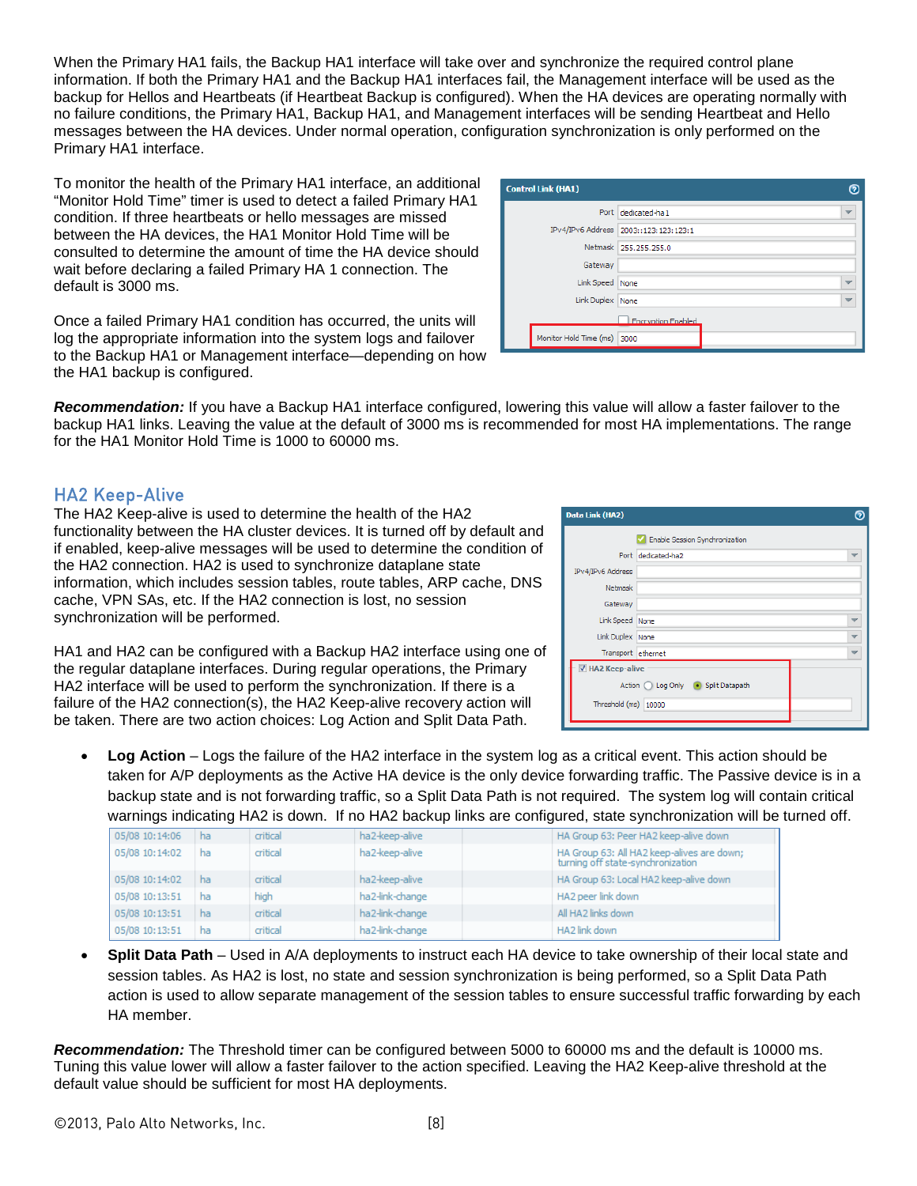When the Primary HA1 fails, the Backup HA1 interface will take over and synchronize the required control plane information. If both the Primary HA1 and the Backup HA1 interfaces fail, the Management interface will be used as the backup for Hellos and Heartbeats (if Heartbeat Backup is configured). When the HA devices are operating normally with no failure conditions, the Primary HA1, Backup HA1, and Management interfaces will be sending Heartbeat and Hello messages between the HA devices. Under normal operation, configuration synchronization is only performed on the Primary HA1 interface.

To monitor the health of the Primary HA1 interface, an additional "Monitor Hold Time" timer is used to detect a failed Primary HA1 condition. If three heartbeats or hello messages are missed between the HA devices, the HA1 Monitor Hold Time will be consulted to determine the amount of time the HA device should wait before declaring a failed Primary HA 1 connection. The default is 3000 ms.

Once a failed Primary HA1 condition has occurred, the units will log the appropriate information into the system logs and failover to the Backup HA1 or Management interface—depending on how the HA1 backup is configured.

***Recommendation:*** If you have a Backup HA1 interface configured, lowering this value will allow a faster failover to the backup HA1 links. Leaving the value at the default of 3000 ms is recommended for most HA implementations. The range for the HA1 Monitor Hold Time is 1000 to 60000 ms.

## HA2 Keep-Alive

The HA2 Keep-alive is used to determine the health of the HA2 functionality between the HA cluster devices. It is turned off by default and if enabled, keep-alive messages will be used to determine the condition of the HA2 connection. HA2 is used to synchronize dataplane state information, which includes session tables, route tables, ARP cache, DNS cache, VPN SAs, etc. If the HA2 connection is lost, no session synchronization will be performed.

HA1 and HA2 can be configured with a Backup HA2 interface using one of the regular dataplane interfaces. During regular operations, the Primary HA2 interface will be used to perform the synchronization. If there is a failure of the HA2 connection(s), the HA2 Keep-alive recovery action will be taken. There are two action choices: Log Action and Split Data Path.

- **Log Action** – Logs the failure of the HA2 interface in the system log as a critical event. This action should be taken for A/P deployments as the Active HA device is the only device forwarding traffic. The Passive device is in a backup state and is not forwarding traffic, so a Split Data Path is not required. The system log will contain critical warnings indicating HA2 is down. If no HA2 backup links are configured, state synchronization will be turned off.

| | | | | | |
|---|---|---|---|---|---|
| 05/08 10:14:06 | ha | critical | ha2-keep-alive | | HA Group 63: Peer HA2 keep-alive down |
| 05/08 10:14:02 | ha | critical | ha2-keep-alive | | HA Group 63: All HA2 keep-alives are down; turning off state-synchronization |
| 05/08 10:14:02 | ha | critical | ha2-keep-alive | | HA Group 63: Local HA2 keep-alive down |
| 05/08 10:13:51 | ha | high | ha2-link-change | | HA2 peer link down |
| 05/08 10:13:51 | ha | critical | ha2-link-change | | All HA2 links down |
| 05/08 10:13:51 | ha | critical | ha2-link-change | | HA2 link down |

- **Split Data Path** – Used in A/A deployments to instruct each HA device to take ownership of their local state and session tables. As HA2 is lost, no state and session synchronization is being performed, so a Split Data Path action is used to allow separate management of the session tables to ensure successful traffic forwarding by each HA member.

***Recommendation:*** The Threshold timer can be configured between 5000 to 60000 ms and the default is 10000 ms. Tuning this value lower will allow a faster failover to the action specified. Leaving the HA2 Keep-alive threshold at the default value should be sufficient for most HA deployments.

©2013, Palo Alto Networks, Inc.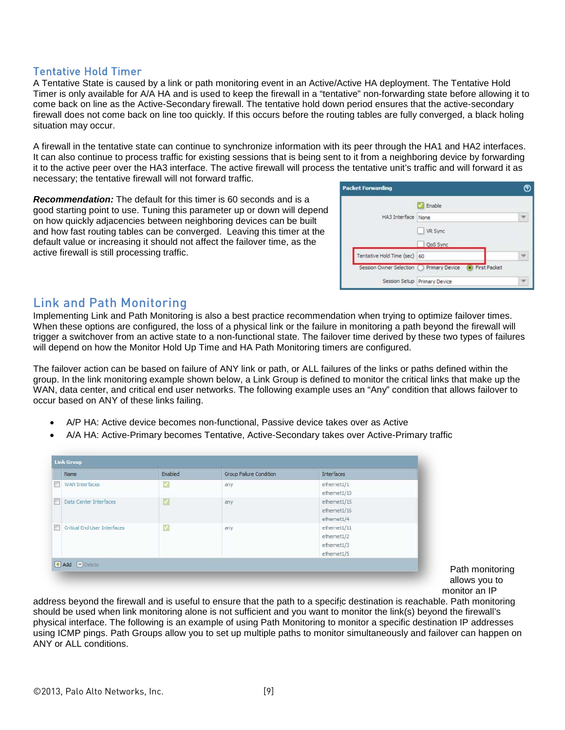## Tentative Hold Timer

A Tentative State is caused by a link or path monitoring event in an Active/Active HA deployment. The Tentative Hold Timer is only available for A/A HA and is used to keep the firewall in a "tentative" non-forwarding state before allowing it to come back on line as the Active-Secondary firewall. The tentative hold down period ensures that the active-secondary firewall does not come back on line too quickly. If this occurs before the routing tables are fully converged, a black holing situation may occur.

A firewall in the tentative state can continue to synchronize information with its peer through the HA1 and HA2 interfaces. It can also continue to process traffic for existing sessions that is being sent to it from a neighboring device by forwarding it to the active peer over the HA3 interface. The active firewall will process the tentative unit's traffic and will forward it as necessary; the tentative firewall will not forward traffic.

***Recommendation:*** The default for this timer is 60 seconds and is a good starting point to use. Tuning this parameter up or down will depend on how quickly adjacencies between neighboring devices can be built and how fast routing tables can be converged. Leaving this timer at the default value or increasing it should not affect the failover time, as the active firewall is still processing traffic.

## Link and Path Monitoring

Implementing Link and Path Monitoring is also a best practice recommendation when trying to optimize failover times. When these options are configured, the loss of a physical link or the failure in monitoring a path beyond the firewall will trigger a switchover from an active state to a non-functional state. The failover time derived by these two types of failures will depend on how the Monitor Hold Up Time and HA Path Monitoring timers are configured.

The failover action can be based on failure of ANY link or path, or ALL failures of the links or paths defined within the group. In the link monitoring example shown below, a Link Group is defined to monitor the critical links that make up the WAN, data center, and critical end user networks. The following example uses an "Any" condition that allows failover to occur based on ANY of these links failing.

- A/P HA: Active device becomes non-functional, Passive device takes over as Active
- A/A HA: Active-Primary becomes Tentative, Active-Secondary takes over Active-Primary traffic

Path monitoring allows you to monitor an IP address beyond the firewall and is useful to ensure that the path to a specific destination is reachable. Path monitoring should be used when link monitoring alone is not sufficient and you want to monitor the link(s) beyond the firewall's physical interface. The following is an example of using Path Monitoring to monitor a specific destination IP addresses using ICMP pings. Path Groups allow you to set up multiple paths to monitor simultaneously and failover can happen on ANY or ALL conditions.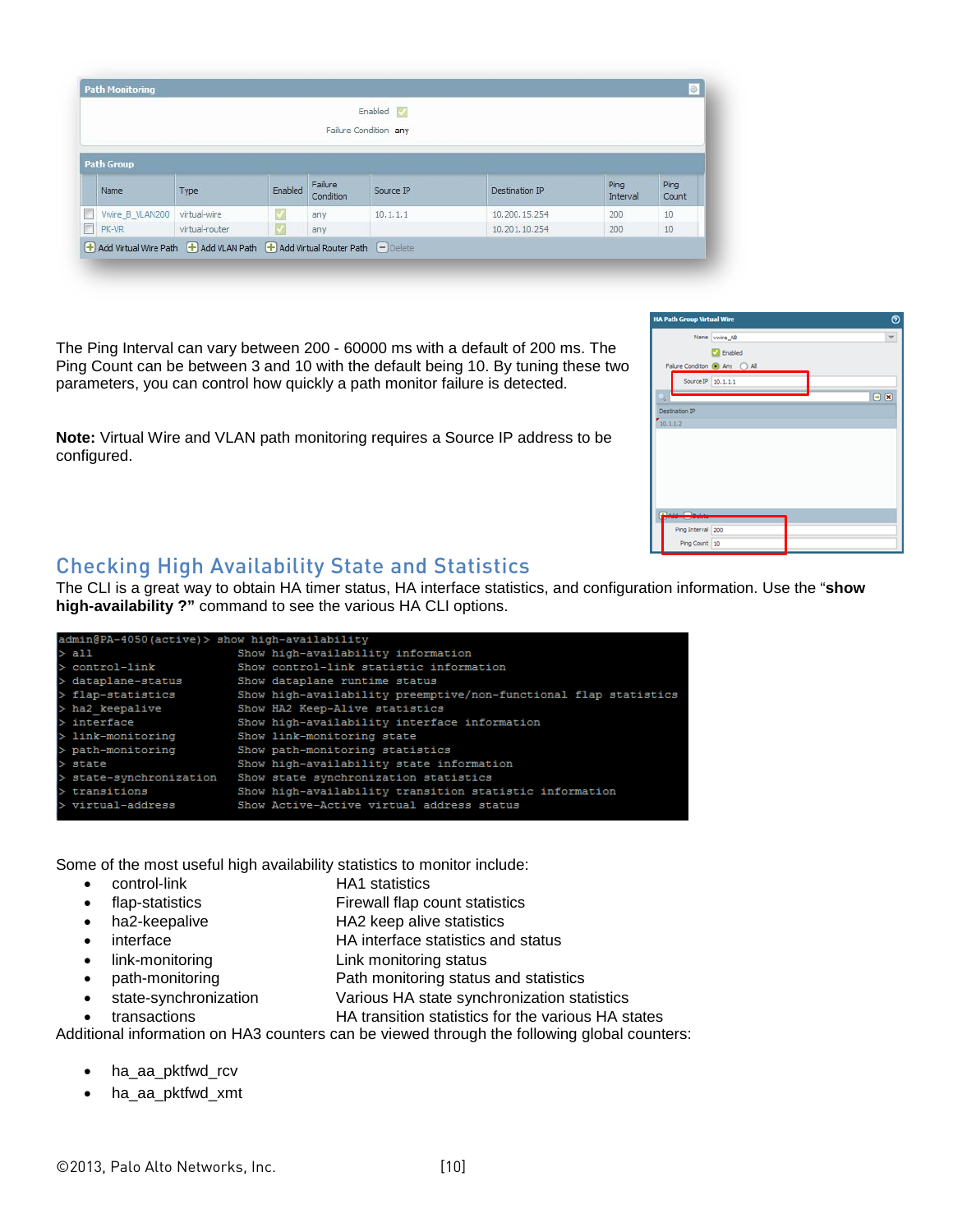| Name | Type | Enabled | Failure Condition | Source IP | Destination IP | Ping Interval | Ping Count |
|---|---|---|---|---|---|---|---|
| Vwire_B_VLAN200 | virtual-wire | ✓ | any | 10.1.1.1 | 10.200.15.254 | 200 | 10 |
| PK-VR | virtual-router | ✓ | any | | 10.201.10.254 | 200 | 10 |

The Ping Interval can vary between 200 - 60000 ms with a default of 200 ms. The Ping Count can be between 3 and 10 with the default being 10. By tuning these two parameters, you can control how quickly a path monitor failure is detected.

**Note:** Virtual Wire and VLAN path monitoring requires a Source IP address to be configured.

## Checking High Availability State and Statistics

The CLI is a great way to obtain HA timer status, HA interface statistics, and configuration information. Use the "**show high-availability ?"** command to see the various HA CLI options.

```
admin@PA-4050(active)> show high-availability
> all                     Show high-availability information
> control-link            Show control-link statistic information
> dataplane-status        Show dataplane runtime status
> flap-statistics         Show high-availability preemptive/non-functional flap statistics
> ha2_keepalive           Show HA2 Keep-Alive statistics
> interface               Show high-availability interface information
> link-monitoring         Show link-monitoring state
> path-monitoring         Show path-monitoring statistics
> state                   Show high-availability state information
> state-synchronization   Show state synchronization statistics
> transitions             Show high-availability transition statistic information
> virtual-address         Show Active-Active virtual address status
```

Some of the most useful high availability statistics to monitor include:

- control-link — HA1 statistics
- flap-statistics — Firewall flap count statistics
- ha2-keepalive — HA2 keep alive statistics
- interface — HA interface statistics and status
- link-monitoring — Link monitoring status
- path-monitoring — Path monitoring status and statistics
- state-synchronization — Various HA state synchronization statistics
- transactions — HA transition statistics for the various HA states

Additional information on HA3 counters can be viewed through the following global counters:

- ha_aa_pktfwd_rcv
- ha_aa_pktfwd_xmt

©2013, Palo Alto Networks, Inc.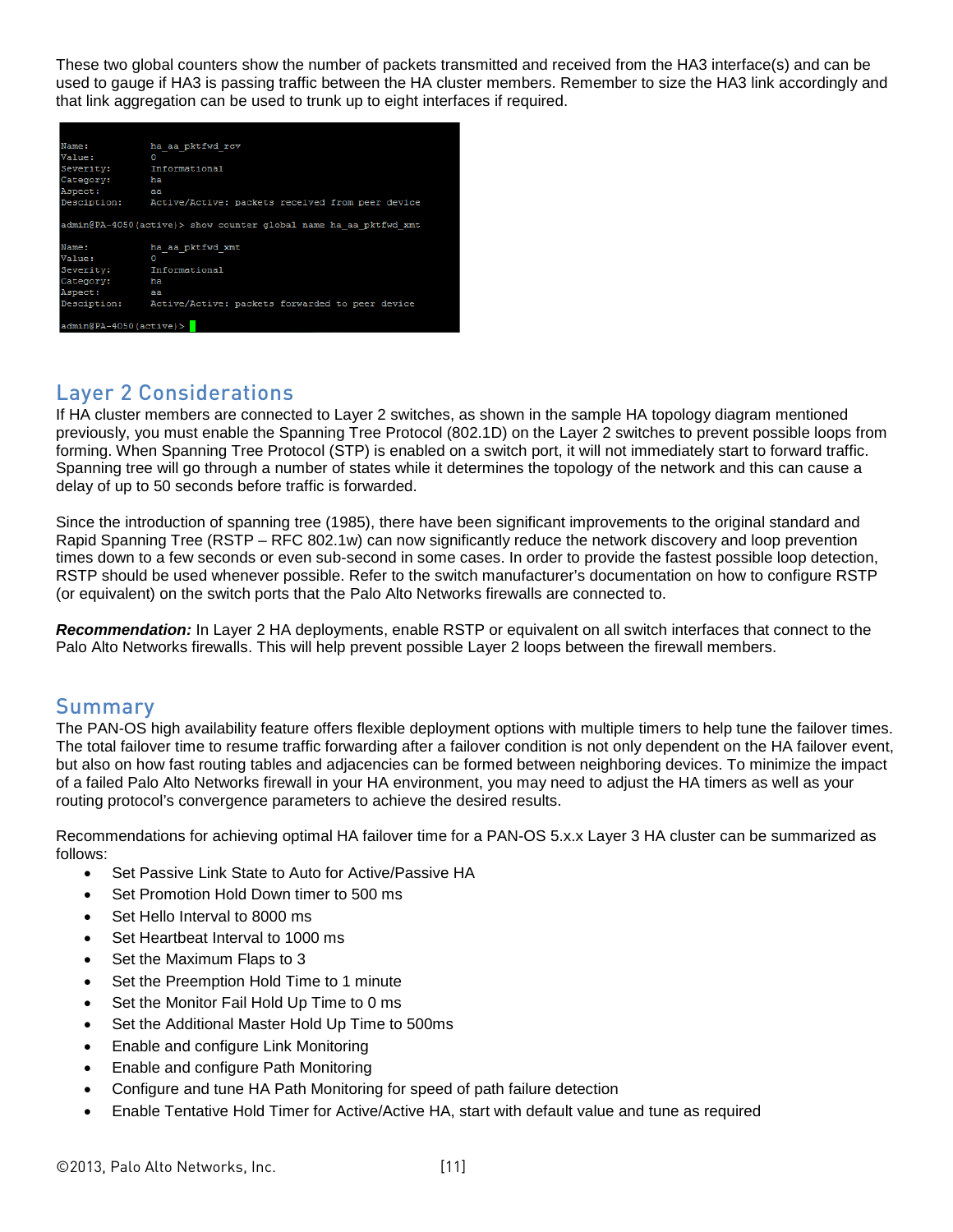These two global counters show the number of packets transmitted and received from the HA3 interface(s) and can be used to gauge if HA3 is passing traffic between the HA cluster members. Remember to size the HA3 link accordingly and that link aggregation can be used to trunk up to eight interfaces if required.

```
Name:            ha_aa_pktfwd_rcv
Value:           0
Severity:        Informational
Category:        ha
Aspect:          aa
Desciption:      Active/Active: packets received from peer device

admin@PA-4050(active)> show counter global name ha_aa_pktfwd_xmt

Name:            ha_aa_pktfwd_xmt
Value:           0
Severity:        Informational
Category:        ha
Aspect:          aa
Desciption:      Active/Active: packets forwarded to peer device

admin@PA-4050(active)>
```

## Layer 2 Considerations

If HA cluster members are connected to Layer 2 switches, as shown in the sample HA topology diagram mentioned previously, you must enable the Spanning Tree Protocol (802.1D) on the Layer 2 switches to prevent possible loops from forming. When Spanning Tree Protocol (STP) is enabled on a switch port, it will not immediately start to forward traffic. Spanning tree will go through a number of states while it determines the topology of the network and this can cause a delay of up to 50 seconds before traffic is forwarded.

Since the introduction of spanning tree (1985), there have been significant improvements to the original standard and Rapid Spanning Tree (RSTP – RFC 802.1w) can now significantly reduce the network discovery and loop prevention times down to a few seconds or even sub-second in some cases. In order to provide the fastest possible loop detection, RSTP should be used whenever possible. Refer to the switch manufacturer's documentation on how to configure RSTP (or equivalent) on the switch ports that the Palo Alto Networks firewalls are connected to.

***Recommendation:*** In Layer 2 HA deployments, enable RSTP or equivalent on all switch interfaces that connect to the Palo Alto Networks firewalls. This will help prevent possible Layer 2 loops between the firewall members.

## Summary

The PAN-OS high availability feature offers flexible deployment options with multiple timers to help tune the failover times. The total failover time to resume traffic forwarding after a failover condition is not only dependent on the HA failover event, but also on how fast routing tables and adjacencies can be formed between neighboring devices. To minimize the impact of a failed Palo Alto Networks firewall in your HA environment, you may need to adjust the HA timers as well as your routing protocol's convergence parameters to achieve the desired results.

Recommendations for achieving optimal HA failover time for a PAN-OS 5.x.x Layer 3 HA cluster can be summarized as follows:

- Set Passive Link State to Auto for Active/Passive HA
- Set Promotion Hold Down timer to 500 ms
- Set Hello Interval to 8000 ms
- Set Heartbeat Interval to 1000 ms
- Set the Maximum Flaps to 3
- Set the Preemption Hold Time to 1 minute
- Set the Monitor Fail Hold Up Time to 0 ms
- Set the Additional Master Hold Up Time to 500ms
- Enable and configure Link Monitoring
- Enable and configure Path Monitoring
- Configure and tune HA Path Monitoring for speed of path failure detection
- Enable Tentative Hold Timer for Active/Active HA, start with default value and tune as required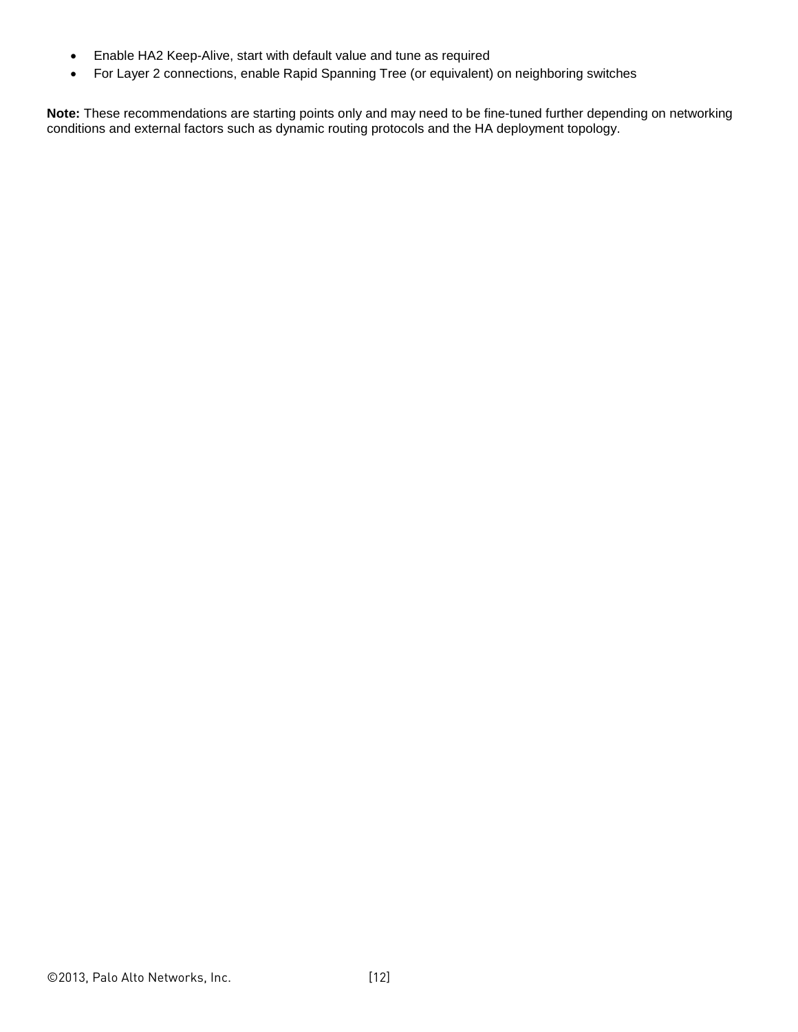- Enable HA2 Keep-Alive, start with default value and tune as required
- For Layer 2 connections, enable Rapid Spanning Tree (or equivalent) on neighboring switches

**Note:** These recommendations are starting points only and may need to be fine-tuned further depending on networking conditions and external factors such as dynamic routing protocols and the HA deployment topology.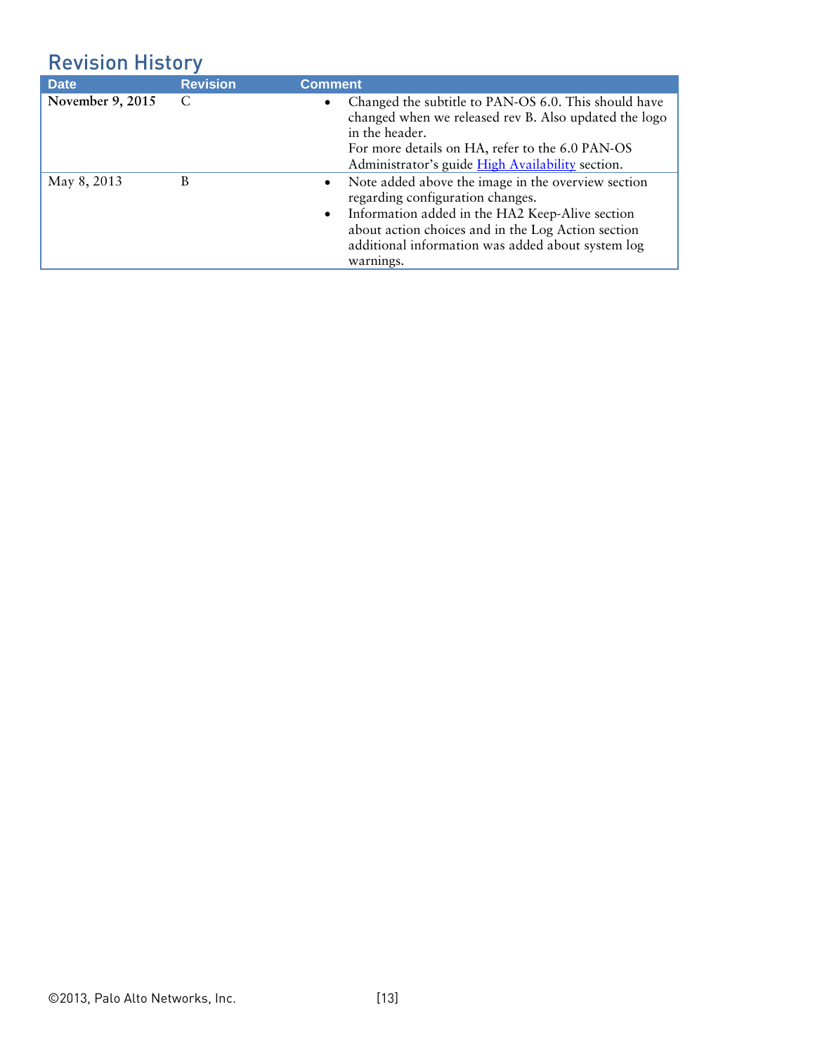## Revision History

| Date | Revision | Comment |
|---|---|---|
| **November 9, 2015** | C | • Changed the subtitle to PAN-OS 6.0. This should have changed when we released rev B. Also updated the logo in the header.<br>For more details on HA, refer to the 6.0 PAN-OS Administrator's guide High Availability section. |
| May 8, 2013 | B | • Note added above the image in the overview section regarding configuration changes.<br>• Information added in the HA2 Keep-Alive section about action choices and in the Log Action section additional information was added about system log warnings. |

©2013, Palo Alto Networks, Inc.